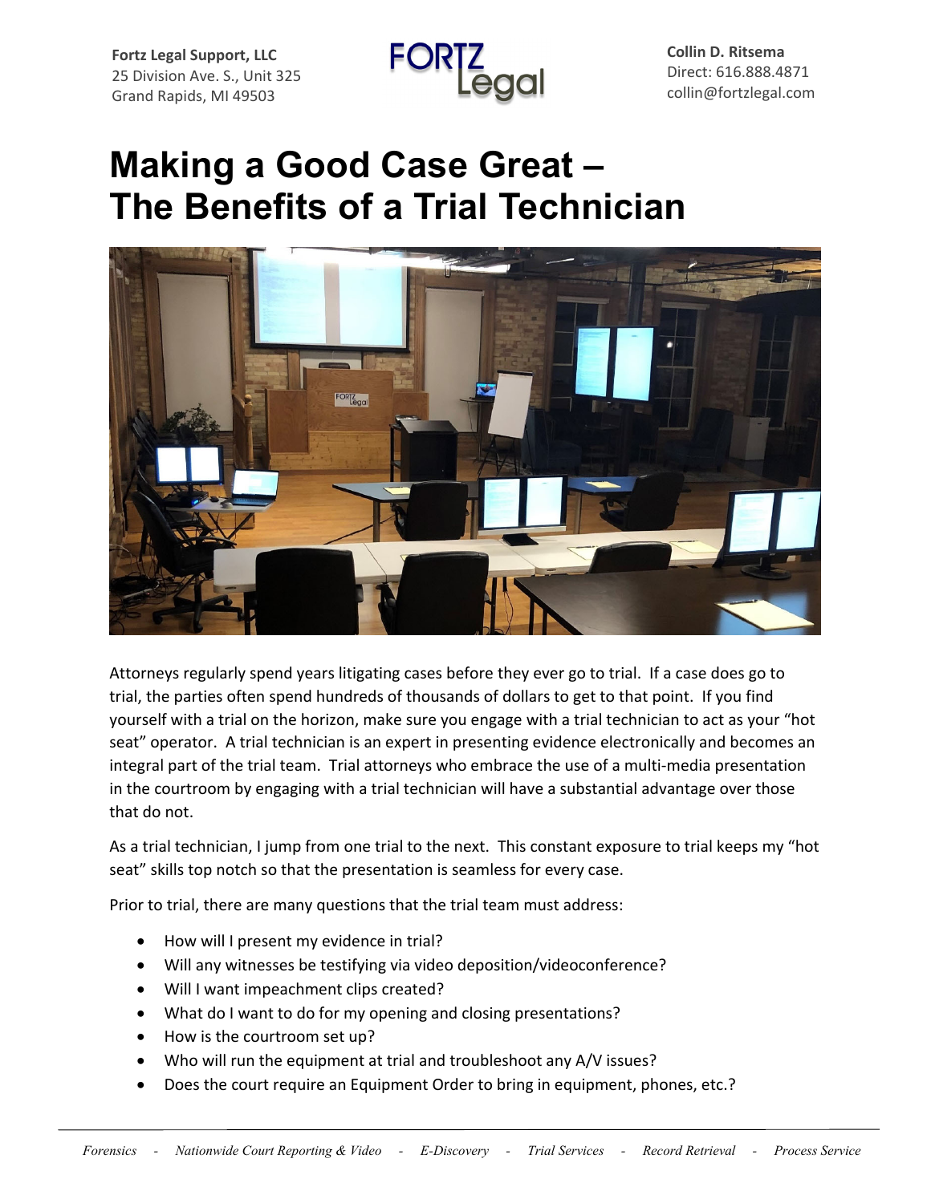**Fortz Legal Support, LLC**
25 Division Ave. S., Unit 325
Grand Rapids, MI 49503

**Collin D. Ritsema**
Direct: 616.888.4871
collin@fortzlegal.com

# Making a Good Case Great – The Benefits of a Trial Technician

Attorneys regularly spend years litigating cases before they ever go to trial. If a case does go to trial, the parties often spend hundreds of thousands of dollars to get to that point. If you find yourself with a trial on the horizon, make sure you engage with a trial technician to act as your "hot seat" operator. A trial technician is an expert in presenting evidence electronically and becomes an integral part of the trial team. Trial attorneys who embrace the use of a multi-media presentation in the courtroom by engaging with a trial technician will have a substantial advantage over those that do not.

As a trial technician, I jump from one trial to the next. This constant exposure to trial keeps my "hot seat" skills top notch so that the presentation is seamless for every case.

Prior to trial, there are many questions that the trial team must address:

- How will I present my evidence in trial?
- Will any witnesses be testifying via video deposition/videoconference?
- Will I want impeachment clips created?
- What do I want to do for my opening and closing presentations?
- How is the courtroom set up?
- Who will run the equipment at trial and troubleshoot any A/V issues?
- Does the court require an Equipment Order to bring in equipment, phones, etc.?

*Forensics - Nationwide Court Reporting & Video - E-Discovery - Trial Services - Record Retrieval - Process Service*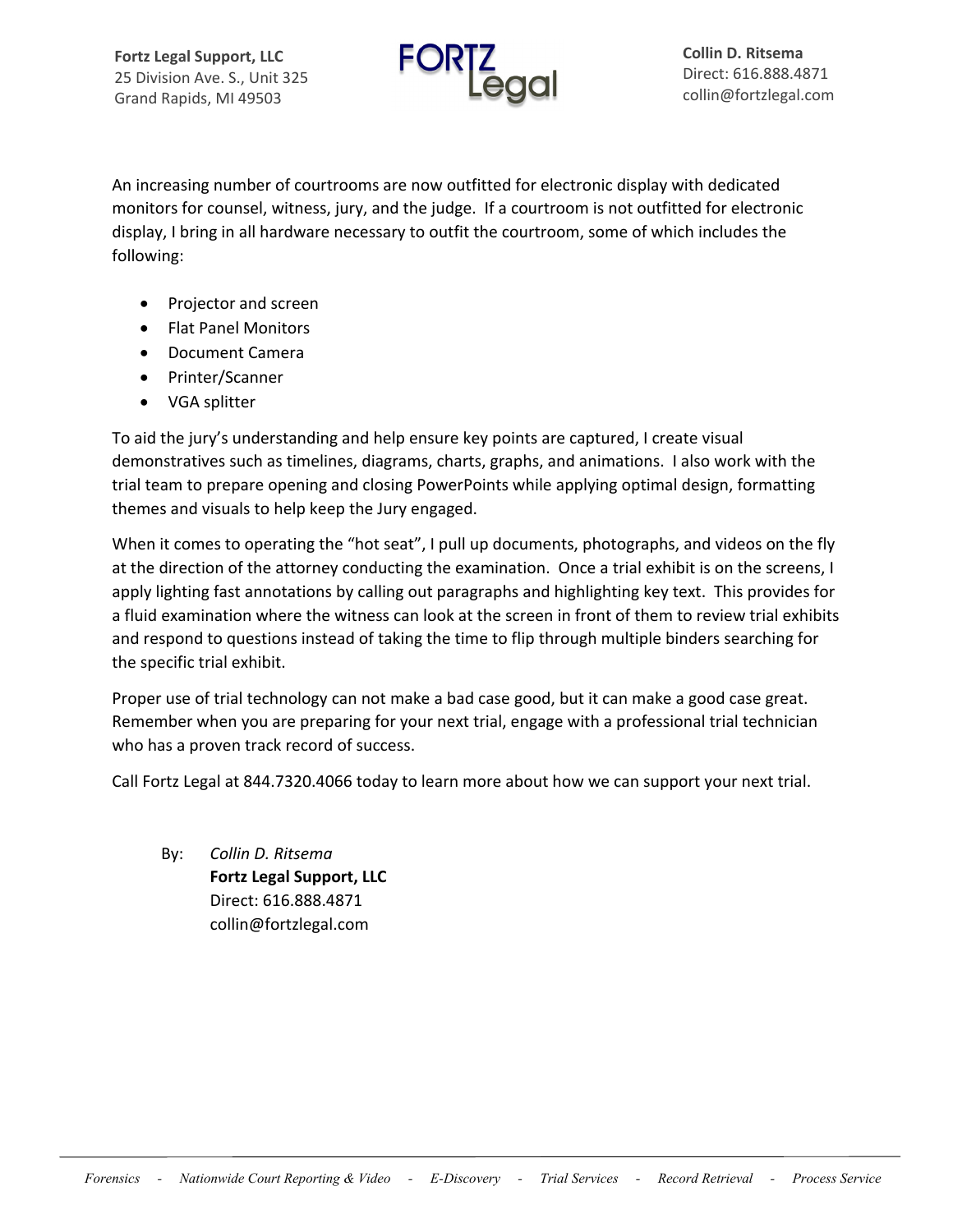**Fortz Legal Support, LLC**
25 Division Ave. S., Unit 325
Grand Rapids, MI 49503

**Collin D. Ritsema**
Direct: 616.888.4871
collin@fortzlegal.com

An increasing number of courtrooms are now outfitted for electronic display with dedicated monitors for counsel, witness, jury, and the judge. If a courtroom is not outfitted for electronic display, I bring in all hardware necessary to outfit the courtroom, some of which includes the following:

- Projector and screen
- Flat Panel Monitors
- Document Camera
- Printer/Scanner
- VGA splitter

To aid the jury's understanding and help ensure key points are captured, I create visual demonstratives such as timelines, diagrams, charts, graphs, and animations. I also work with the trial team to prepare opening and closing PowerPoints while applying optimal design, formatting themes and visuals to help keep the Jury engaged.

When it comes to operating the "hot seat", I pull up documents, photographs, and videos on the fly at the direction of the attorney conducting the examination. Once a trial exhibit is on the screens, I apply lighting fast annotations by calling out paragraphs and highlighting key text. This provides for a fluid examination where the witness can look at the screen in front of them to review trial exhibits and respond to questions instead of taking the time to flip through multiple binders searching for the specific trial exhibit.

Proper use of trial technology can not make a bad case good, but it can make a good case great. Remember when you are preparing for your next trial, engage with a professional trial technician who has a proven track record of success.

Call Fortz Legal at 844.7320.4066 today to learn more about how we can support your next trial.

By: *Collin D. Ritsema*
**Fortz Legal Support, LLC**
Direct: 616.888.4871
collin@fortzlegal.com

*Forensics - Nationwide Court Reporting & Video - E-Discovery - Trial Services - Record Retrieval - Process Service*